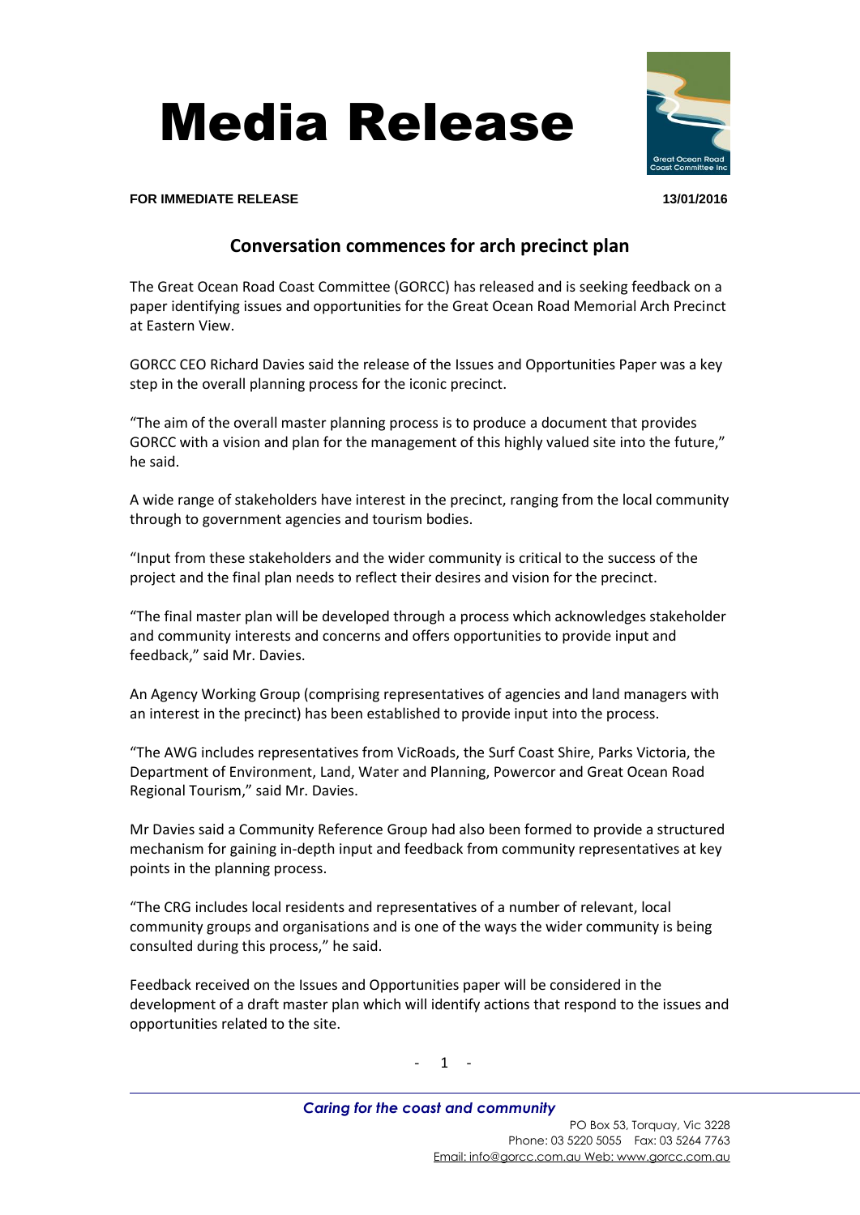# Media Release

**FOR IMMEDIATE RELEASE** **13/01/2016**

## Conversation commences for arch precinct plan

The Great Ocean Road Coast Committee (GORCC) has released and is seeking feedback on a paper identifying issues and opportunities for the Great Ocean Road Memorial Arch Precinct at Eastern View.

GORCC CEO Richard Davies said the release of the Issues and Opportunities Paper was a key step in the overall planning process for the iconic precinct.

"The aim of the overall master planning process is to produce a document that provides GORCC with a vision and plan for the management of this highly valued site into the future," he said.

A wide range of stakeholders have interest in the precinct, ranging from the local community through to government agencies and tourism bodies.

"Input from these stakeholders and the wider community is critical to the success of the project and the final plan needs to reflect their desires and vision for the precinct.

"The final master plan will be developed through a process which acknowledges stakeholder and community interests and concerns and offers opportunities to provide input and feedback," said Mr. Davies.

An Agency Working Group (comprising representatives of agencies and land managers with an interest in the precinct) has been established to provide input into the process.

"The AWG includes representatives from VicRoads, the Surf Coast Shire, Parks Victoria, the Department of Environment, Land, Water and Planning, Powercor and Great Ocean Road Regional Tourism," said Mr. Davies.

Mr Davies said a Community Reference Group had also been formed to provide a structured mechanism for gaining in-depth input and feedback from community representatives at key points in the planning process.

"The CRG includes local residents and representatives of a number of relevant, local community groups and organisations and is one of the ways the wider community is being consulted during this process," he said.

Feedback received on the Issues and Opportunities paper will be considered in the development of a draft master plan which will identify actions that respond to the issues and opportunities related to the site.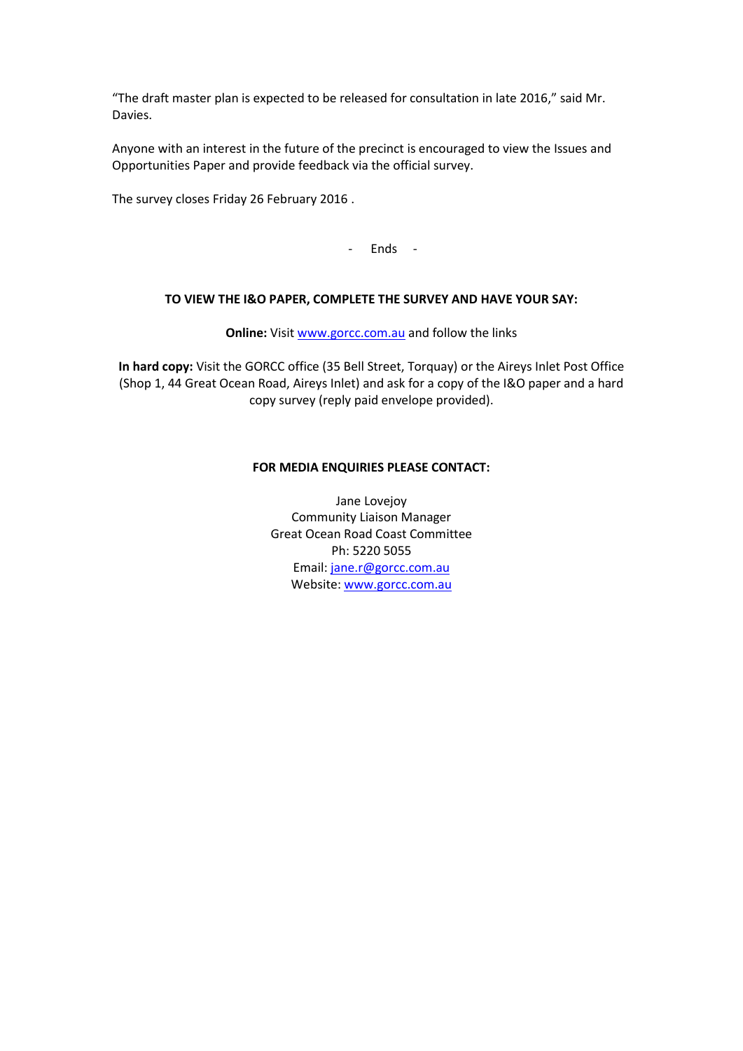"The draft master plan is expected to be released for consultation in late 2016," said Mr. Davies.

Anyone with an interest in the future of the precinct is encouraged to view the Issues and Opportunities Paper and provide feedback via the official survey.

The survey closes Friday 26 February 2016 .

\- Ends -

**TO VIEW THE I&O PAPER, COMPLETE THE SURVEY AND HAVE YOUR SAY:**

**Online:** Visit www.gorcc.com.au and follow the links

**In hard copy:** Visit the GORCC office (35 Bell Street, Torquay) or the Aireys Inlet Post Office (Shop 1, 44 Great Ocean Road, Aireys Inlet) and ask for a copy of the I&O paper and a hard copy survey (reply paid envelope provided).

**FOR MEDIA ENQUIRIES PLEASE CONTACT:**

Jane Lovejoy
Community Liaison Manager
Great Ocean Road Coast Committee
Ph: 5220 5055
Email: jane.r@gorcc.com.au
Website: www.gorcc.com.au